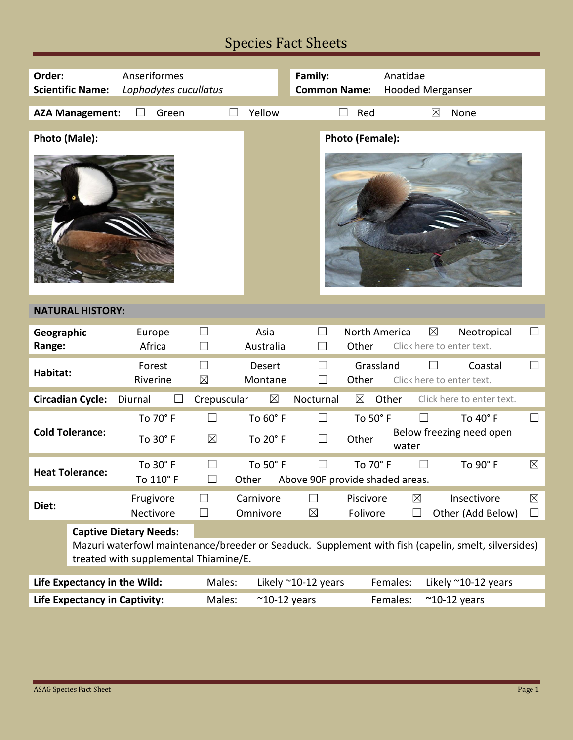# Species Fact Sheets

| | | | |
|---|---|---|---|
| **Order:** | Anseriformes | **Family:** | Anatidae |
| **Scientific Name:** | *Lophodytes cucullatus* | **Common Name:** | Hooded Merganser |

**AZA Management:** ☐ Green ☐ Yellow ☐ Red ☒ None

**Photo (Male):**

**Photo (Female):**

## NATURAL HISTORY:

| | | | | | | | | |
|---|---|---|---|---|---|---|---|---|
| **Geographic Range:** | Europe | ☐ | Asia | ☐ | North America | ☒ | Neotropical | ☐ |
| | Africa | ☐ | Australia | ☐ | Other | Click here to enter text. | | |
| **Habitat:** | Forest | ☐ | Desert | ☐ | Grassland | ☐ | Coastal | ☐ |
| | Riverine | ☒ | Montane | ☐ | Other | Click here to enter text. | | |
| **Circadian Cycle:** | Diurnal | ☐ | Crepuscular | ☒ | Nocturnal | ☒ | Other | Click here to enter text. |
| **Cold Tolerance:** | To 70° F | ☐ | To 60° F | ☐ | To 50° F | ☐ | To 40° F | ☐ |
| | To 30° F | ☒ | To 20° F | ☐ | Other | Below freezing need open water | | |
| **Heat Tolerance:** | To 30° F | ☐ | To 50° F | ☐ | To 70° F | ☐ | To 90° F | ☒ |
| | To 110° F | ☐ | Other | Above 90F provide shaded areas. | | | | |
| **Diet:** | Frugivore | ☐ | Carnivore | ☐ | Piscivore | ☒ | Insectivore | ☒ |
| | Nectivore | ☐ | Omnivore | ☒ | Folivore | ☐ | Other (Add Below) | ☐ |

**Captive Dietary Needs:**
Mazuri waterfowl maintenance/breeder or Seaduck. Supplement with fish (capelin, smelt, silversides) treated with supplemental Thiamine/E.

| | | | | |
|---|---|---|---|---|
| **Life Expectancy in the Wild:** | Males: | Likely ~10-12 years | Females: | Likely ~10-12 years |
| **Life Expectancy in Captivity:** | Males: | ~10-12 years | Females: | ~10-12 years |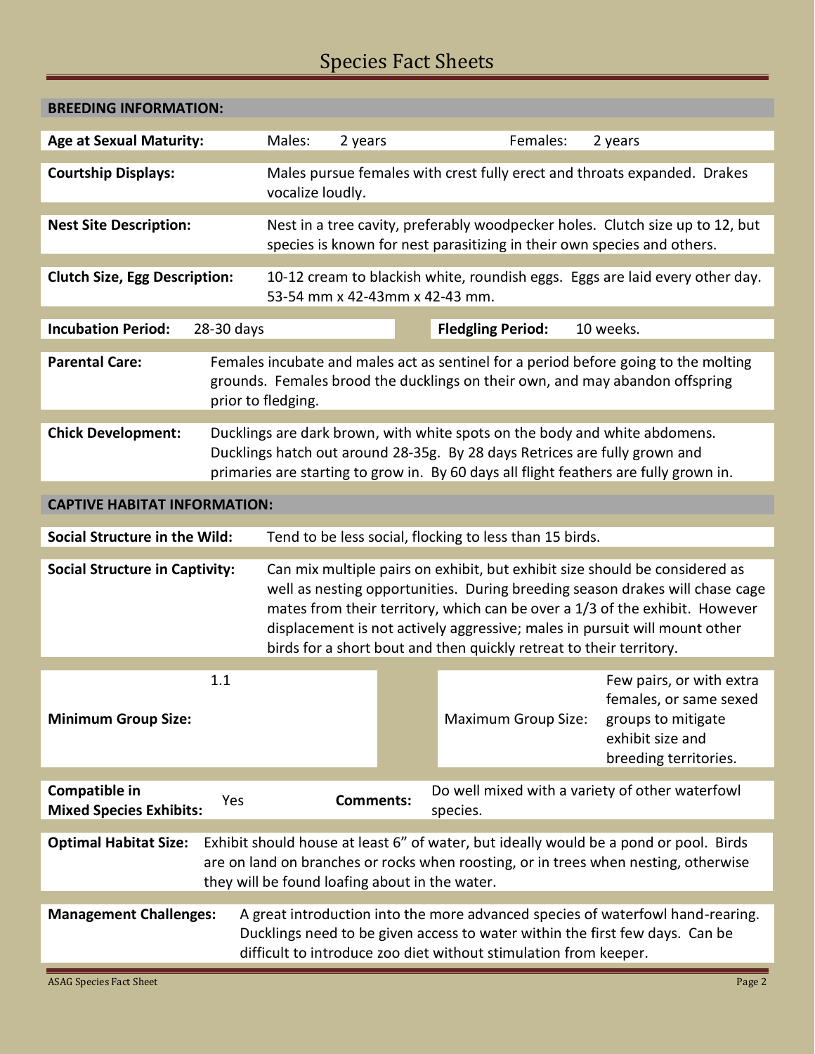# Species Fact Sheets

## BREEDING INFORMATION:

**Age at Sexual Maturity:** Males: 2 years Females: 2 years

**Courtship Displays:** Males pursue females with crest fully erect and throats expanded. Drakes vocalize loudly.

**Nest Site Description:** Nest in a tree cavity, preferably woodpecker holes. Clutch size up to 12, but species is known for nest parasitizing in their own species and others.

**Clutch Size, Egg Description:** 10-12 cream to blackish white, roundish eggs. Eggs are laid every other day. 53-54 mm x 42-43mm x 42-43 mm.

**Incubation Period:** 28-30 days **Fledgling Period:** 10 weeks.

**Parental Care:** Females incubate and males act as sentinel for a period before going to the molting grounds. Females brood the ducklings on their own, and may abandon offspring prior to fledging.

**Chick Development:** Ducklings are dark brown, with white spots on the body and white abdomens. Ducklings hatch out around 28-35g. By 28 days Retrices are fully grown and primaries are starting to grow in. By 60 days all flight feathers are fully grown in.

## CAPTIVE HABITAT INFORMATION:

**Social Structure in the Wild:** Tend to be less social, flocking to less than 15 birds.

**Social Structure in Captivity:** Can mix multiple pairs on exhibit, but exhibit size should be considered as well as nesting opportunities. During breeding season drakes will chase cage mates from their territory, which can be over a 1/3 of the exhibit. However displacement is not actively aggressive; males in pursuit will mount other birds for a short bout and then quickly retreat to their territory.

**Minimum Group Size:** 1.1

Maximum Group Size: Few pairs, or with extra females, or same sexed groups to mitigate exhibit size and breeding territories.

**Compatible in Mixed Species Exhibits:** Yes **Comments:** Do well mixed with a variety of other waterfowl species.

**Optimal Habitat Size:** Exhibit should house at least 6" of water, but ideally would be a pond or pool. Birds are on land on branches or rocks when roosting, or in trees when nesting, otherwise they will be found loafing about in the water.

**Management Challenges:** A great introduction into the more advanced species of waterfowl hand-rearing. Ducklings need to be given access to water within the first few days. Can be difficult to introduce zoo diet without stimulation from keeper.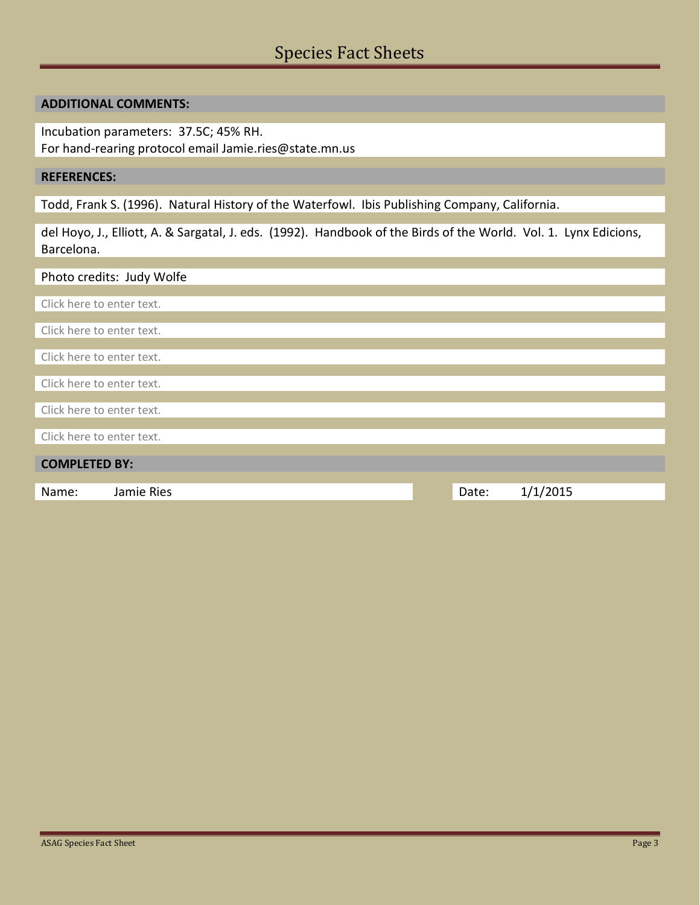# Species Fact Sheets

## ADDITIONAL COMMENTS:

Incubation parameters: 37.5C; 45% RH.
For hand-rearing protocol email Jamie.ries@state.mn.us

## REFERENCES:

Todd, Frank S. (1996). Natural History of the Waterfowl. Ibis Publishing Company, California.

del Hoyo, J., Elliott, A. & Sargatal, J. eds. (1992). Handbook of the Birds of the World. Vol. 1. Lynx Edicions, Barcelona.

Photo credits: Judy Wolfe

Click here to enter text.

Click here to enter text.

Click here to enter text.

Click here to enter text.

Click here to enter text.

Click here to enter text.

## COMPLETED BY:

Name: Jamie Ries

Date: 1/1/2015